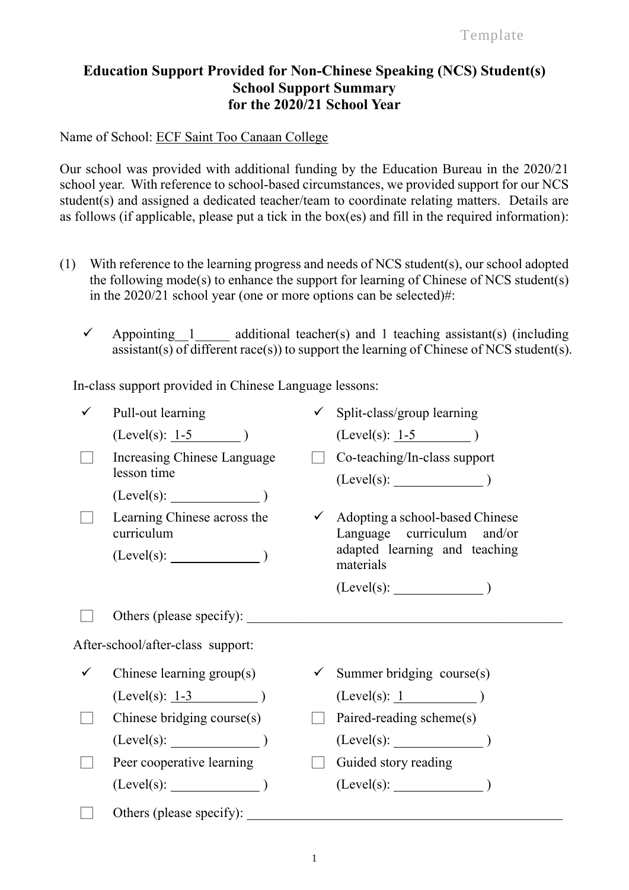Template

# Education Support Provided for Non-Chinese Speaking (NCS) Student(s)
## School Support Summary
## for the 2020/21 School Year

Name of School: ECF Saint Too Canaan College

Our school was provided with additional funding by the Education Bureau in the 2020/21 school year. With reference to school-based circumstances, we provided support for our NCS student(s) and assigned a dedicated teacher/team to coordinate relating matters. Details are as follows (if applicable, please put a tick in the box(es) and fill in the required information):

(1) With reference to the learning progress and needs of NCS student(s), our school adopted the following mode(s) to enhance the support for learning of Chinese of NCS student(s) in the 2020/21 school year (one or more options can be selected)#:

- ✓ Appointing 1 additional teacher(s) and 1 teaching assistant(s) (including assistant(s) of different race(s)) to support the learning of Chinese of NCS student(s).

In-class support provided in Chinese Language lessons:

- ✓ Pull-out learning (Level(s): 1-5)
- ✓ Split-class/group learning (Level(s): 1-5)
- ☐ Increasing Chinese Language lesson time (Level(s): \_\_\_\_\_)
- ☐ Co-teaching/In-class support (Level(s): \_\_\_\_\_)
- ☐ Learning Chinese across the curriculum (Level(s): \_\_\_\_\_)
- ✓ Adopting a school-based Chinese Language curriculum and/or adapted learning and teaching materials (Level(s): \_\_\_\_\_)
- ☐ Others (please specify): \_\_\_\_\_

After-school/after-class support:

- ✓ Chinese learning group(s) (Level(s): 1-3)
- ✓ Summer bridging course(s) (Level(s): 1)
- ☐ Chinese bridging course(s) (Level(s): \_\_\_\_\_)
- ☐ Paired-reading scheme(s) (Level(s): \_\_\_\_\_)
- ☐ Peer cooperative learning (Level(s): \_\_\_\_\_)
- ☐ Guided story reading (Level(s): \_\_\_\_\_)
- ☐ Others (please specify): \_\_\_\_\_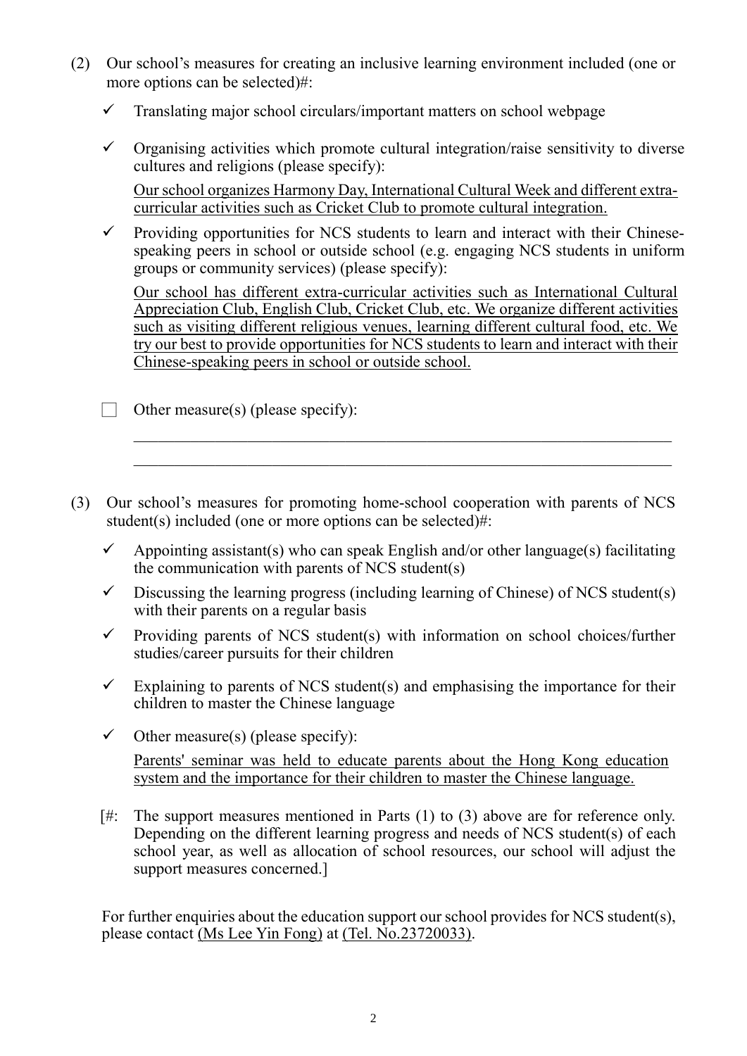(2) Our school's measures for creating an inclusive learning environment included (one or more options can be selected)#:

- ✓ Translating major school circulars/important matters on school webpage

- ✓ Organising activities which promote cultural integration/raise sensitivity to diverse cultures and religions (please specify):

  Our school organizes Harmony Day, International Cultural Week and different extra-curricular activities such as Cricket Club to promote cultural integration.

- ✓ Providing opportunities for NCS students to learn and interact with their Chinese-speaking peers in school or outside school (e.g. engaging NCS students in uniform groups or community services) (please specify):

  Our school has different extra-curricular activities such as International Cultural Appreciation Club, English Club, Cricket Club, etc. We organize different activities such as visiting different religious venues, learning different cultural food, etc. We try our best to provide opportunities for NCS students to learn and interact with their Chinese-speaking peers in school or outside school.

- ☐ Other measure(s) (please specify):

  \_\_\_\_\_\_\_\_\_\_\_\_\_\_\_\_\_\_\_\_\_\_\_\_\_\_\_\_\_\_\_\_\_\_\_\_\_\_\_\_\_\_\_\_\_\_\_\_\_\_\_\_\_\_\_\_

  \_\_\_\_\_\_\_\_\_\_\_\_\_\_\_\_\_\_\_\_\_\_\_\_\_\_\_\_\_\_\_\_\_\_\_\_\_\_\_\_\_\_\_\_\_\_\_\_\_\_\_\_\_\_\_\_

(3) Our school's measures for promoting home-school cooperation with parents of NCS student(s) included (one or more options can be selected)#:

- ✓ Appointing assistant(s) who can speak English and/or other language(s) facilitating the communication with parents of NCS student(s)

- ✓ Discussing the learning progress (including learning of Chinese) of NCS student(s) with their parents on a regular basis

- ✓ Providing parents of NCS student(s) with information on school choices/further studies/career pursuits for their children

- ✓ Explaining to parents of NCS student(s) and emphasising the importance for their children to master the Chinese language

- ✓ Other measure(s) (please specify):

  Parents' seminar was held to educate parents about the Hong Kong education system and the importance for their children to master the Chinese language.

[#: The support measures mentioned in Parts (1) to (3) above are for reference only. Depending on the different learning progress and needs of NCS student(s) of each school year, as well as allocation of school resources, our school will adjust the support measures concerned.]

For further enquiries about the education support our school provides for NCS student(s), please contact (Ms Lee Yin Fong) at (Tel. No.23720033).